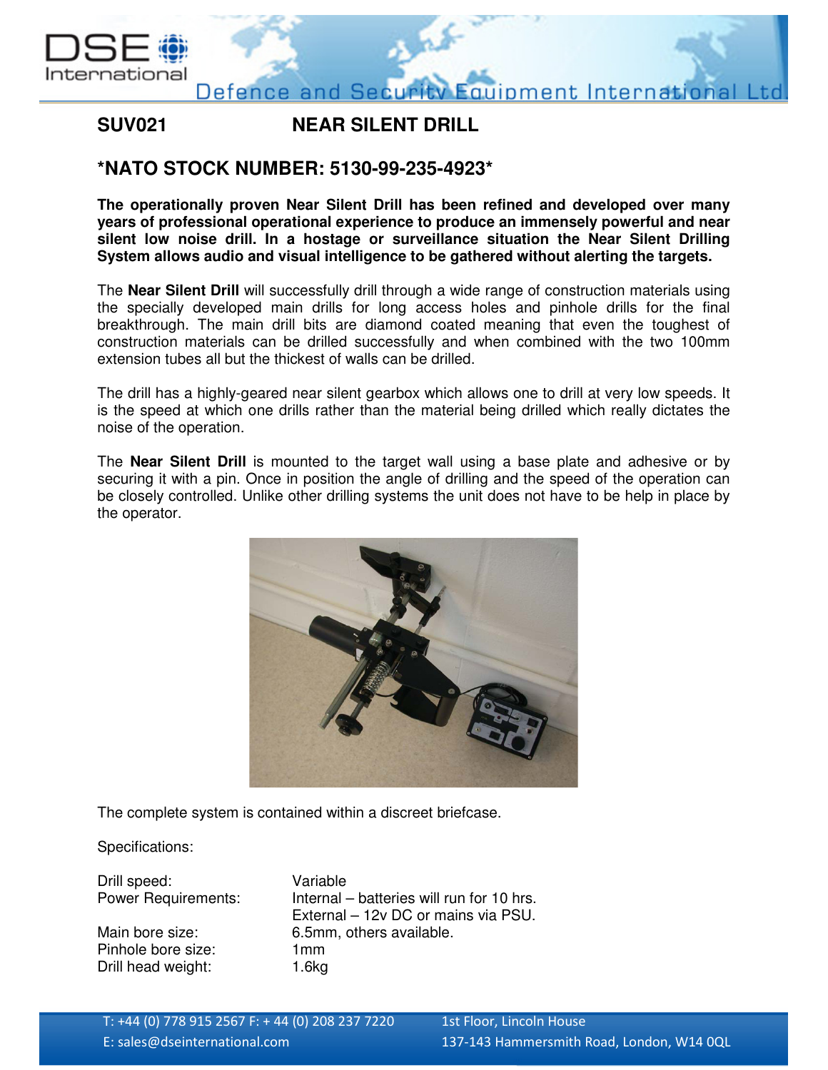# SUV021 NEAR SILENT DRILL

## *NATO STOCK NUMBER: 5130-99-235-4923*

**The operationally proven Near Silent Drill has been refined and developed over many years of professional operational experience to produce an immensely powerful and near silent low noise drill. In a hostage or surveillance situation the Near Silent Drilling System allows audio and visual intelligence to be gathered without alerting the targets.**

The **Near Silent Drill** will successfully drill through a wide range of construction materials using the specially developed main drills for long access holes and pinhole drills for the final breakthrough. The main drill bits are diamond coated meaning that even the toughest of construction materials can be drilled successfully and when combined with the two 100mm extension tubes all but the thickest of walls can be drilled.

The drill has a highly-geared near silent gearbox which allows one to drill at very low speeds. It is the speed at which one drills rather than the material being drilled which really dictates the noise of the operation.

The **Near Silent Drill** is mounted to the target wall using a base plate and adhesive or by securing it with a pin. Once in position the angle of drilling and the speed of the operation can be closely controlled. Unlike other drilling systems the unit does not have to be help in place by the operator.

The complete system is contained within a discreet briefcase.

Specifications:

| | |
|---|---|
| Drill speed: | Variable |
| Power Requirements: | Internal – batteries will run for 10 hrs. |
| | External – 12v DC or mains via PSU. |
| Main bore size: | 6.5mm, others available. |
| Pinhole bore size: | 1mm |
| Drill head weight: | 1.6kg |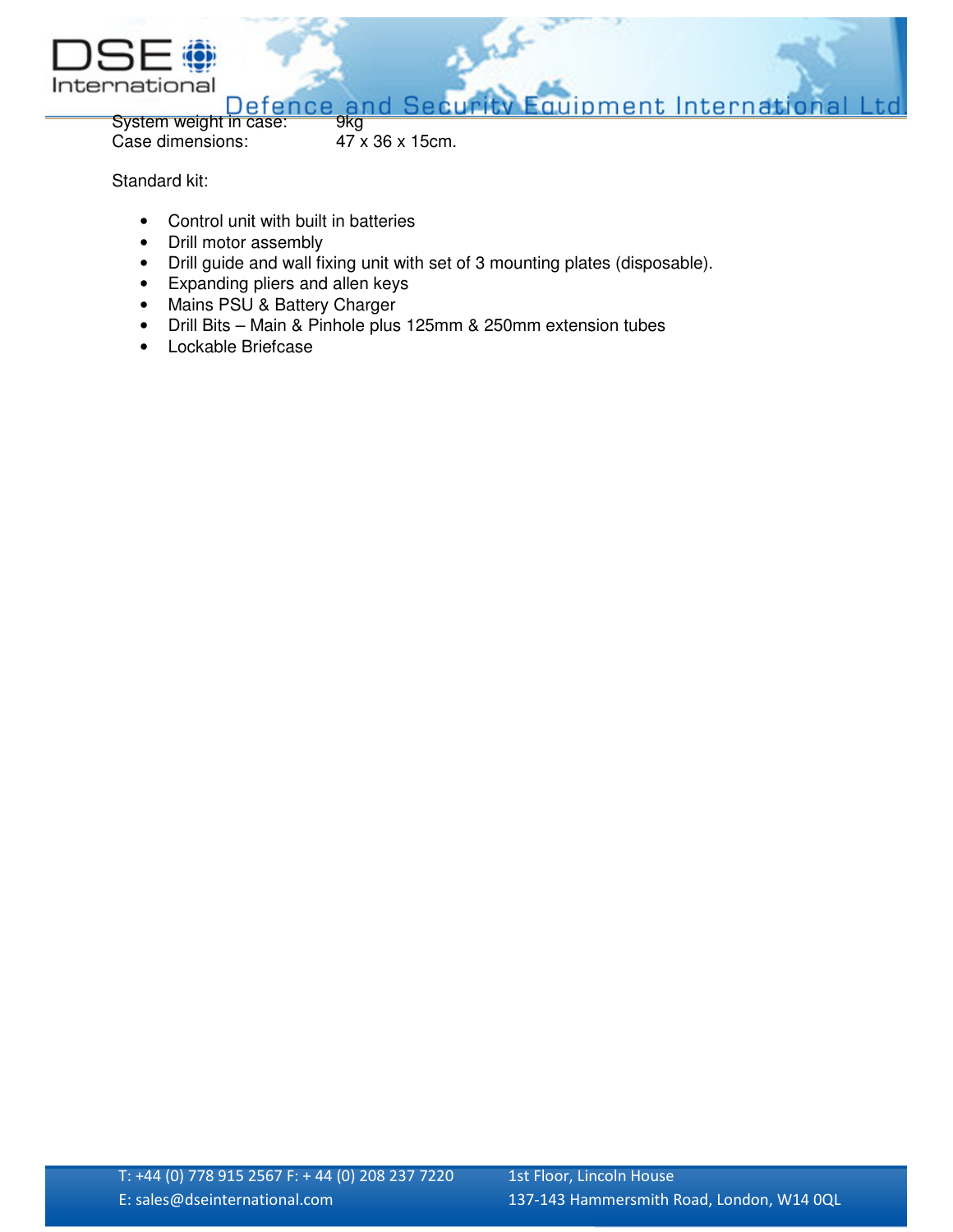| | |
|---|---|
| System weight in case: | 9kg |
| Case dimensions: | 47 x 36 x 15cm. |

Standard kit:

- Control unit with built in batteries
- Drill motor assembly
- Drill guide and wall fixing unit with set of 3 mounting plates (disposable).
- Expanding pliers and allen keys
- Mains PSU & Battery Charger
- Drill Bits – Main & Pinhole plus 125mm & 250mm extension tubes
- Lockable Briefcase